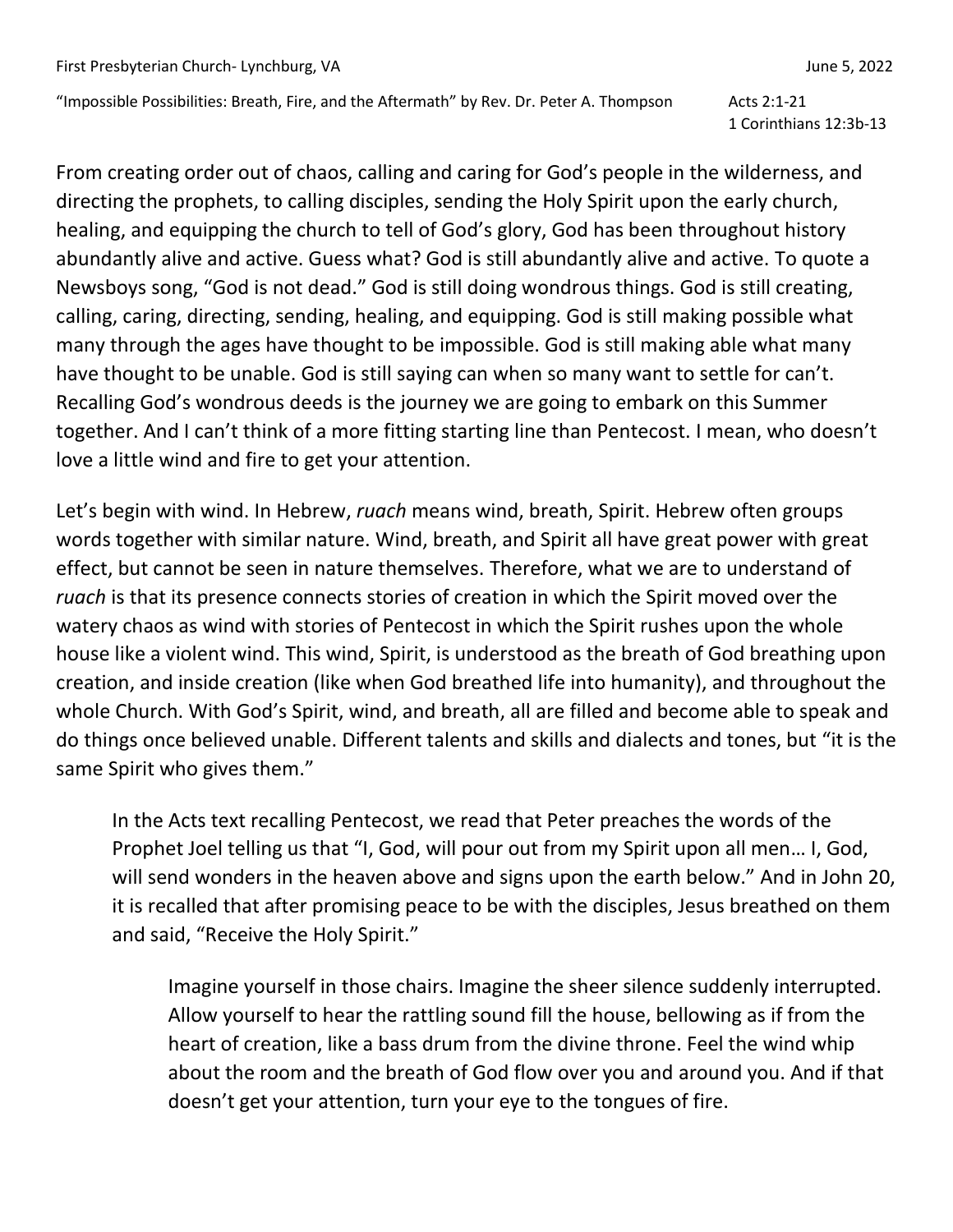First Presbyterian Church- Lynchburg, VA June 5, 2022

"Impossible Possibilities: Breath, Fire, and the Aftermath" by Rev. Dr. Peter A. Thompson

Acts 2:1-21
1 Corinthians 12:3b-13

From creating order out of chaos, calling and caring for God's people in the wilderness, and directing the prophets, to calling disciples, sending the Holy Spirit upon the early church, healing, and equipping the church to tell of God's glory, God has been throughout history abundantly alive and active. Guess what? God is still abundantly alive and active. To quote a Newsboys song, "God is not dead." God is still doing wondrous things. God is still creating, calling, caring, directing, sending, healing, and equipping. God is still making possible what many through the ages have thought to be impossible. God is still making able what many have thought to be unable. God is still saying can when so many want to settle for can't. Recalling God's wondrous deeds is the journey we are going to embark on this Summer together. And I can't think of a more fitting starting line than Pentecost. I mean, who doesn't love a little wind and fire to get your attention.

Let's begin with wind. In Hebrew, *ruach* means wind, breath, Spirit. Hebrew often groups words together with similar nature. Wind, breath, and Spirit all have great power with great effect, but cannot be seen in nature themselves. Therefore, what we are to understand of *ruach* is that its presence connects stories of creation in which the Spirit moved over the watery chaos as wind with stories of Pentecost in which the Spirit rushes upon the whole house like a violent wind. This wind, Spirit, is understood as the breath of God breathing upon creation, and inside creation (like when God breathed life into humanity), and throughout the whole Church. With God's Spirit, wind, and breath, all are filled and become able to speak and do things once believed unable. Different talents and skills and dialects and tones, but "it is the same Spirit who gives them."

In the Acts text recalling Pentecost, we read that Peter preaches the words of the Prophet Joel telling us that "I, God, will pour out from my Spirit upon all men… I, God, will send wonders in the heaven above and signs upon the earth below." And in John 20, it is recalled that after promising peace to be with the disciples, Jesus breathed on them and said, "Receive the Holy Spirit."

Imagine yourself in those chairs. Imagine the sheer silence suddenly interrupted. Allow yourself to hear the rattling sound fill the house, bellowing as if from the heart of creation, like a bass drum from the divine throne. Feel the wind whip about the room and the breath of God flow over you and around you. And if that doesn't get your attention, turn your eye to the tongues of fire.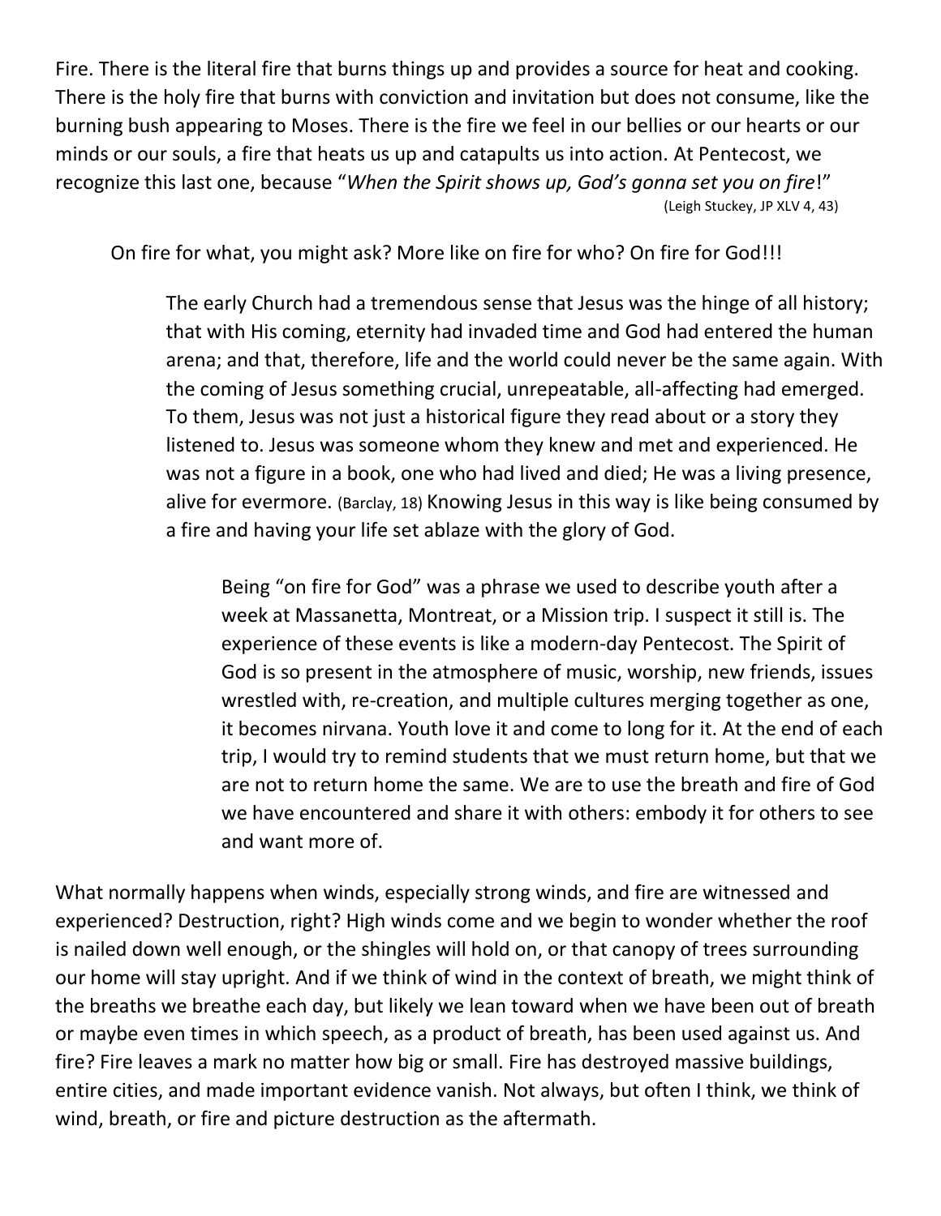Fire. There is the literal fire that burns things up and provides a source for heat and cooking. There is the holy fire that burns with conviction and invitation but does not consume, like the burning bush appearing to Moses. There is the fire we feel in our bellies or our hearts or our minds or our souls, a fire that heats us up and catapults us into action. At Pentecost, we recognize this last one, because "*When the Spirit shows up, God's gonna set you on fire*!"
(Leigh Stuckey, JP XLV 4, 43)

On fire for what, you might ask? More like on fire for who? On fire for God!!!

The early Church had a tremendous sense that Jesus was the hinge of all history; that with His coming, eternity had invaded time and God had entered the human arena; and that, therefore, life and the world could never be the same again. With the coming of Jesus something crucial, unrepeatable, all-affecting had emerged. To them, Jesus was not just a historical figure they read about or a story they listened to. Jesus was someone whom they knew and met and experienced. He was not a figure in a book, one who had lived and died; He was a living presence, alive for evermore. (Barclay, 18) Knowing Jesus in this way is like being consumed by a fire and having your life set ablaze with the glory of God.

Being "on fire for God" was a phrase we used to describe youth after a week at Massanetta, Montreat, or a Mission trip. I suspect it still is. The experience of these events is like a modern-day Pentecost. The Spirit of God is so present in the atmosphere of music, worship, new friends, issues wrestled with, re-creation, and multiple cultures merging together as one, it becomes nirvana. Youth love it and come to long for it. At the end of each trip, I would try to remind students that we must return home, but that we are not to return home the same. We are to use the breath and fire of God we have encountered and share it with others: embody it for others to see and want more of.

What normally happens when winds, especially strong winds, and fire are witnessed and experienced? Destruction, right? High winds come and we begin to wonder whether the roof is nailed down well enough, or the shingles will hold on, or that canopy of trees surrounding our home will stay upright. And if we think of wind in the context of breath, we might think of the breaths we breathe each day, but likely we lean toward when we have been out of breath or maybe even times in which speech, as a product of breath, has been used against us. And fire? Fire leaves a mark no matter how big or small. Fire has destroyed massive buildings, entire cities, and made important evidence vanish. Not always, but often I think, we think of wind, breath, or fire and picture destruction as the aftermath.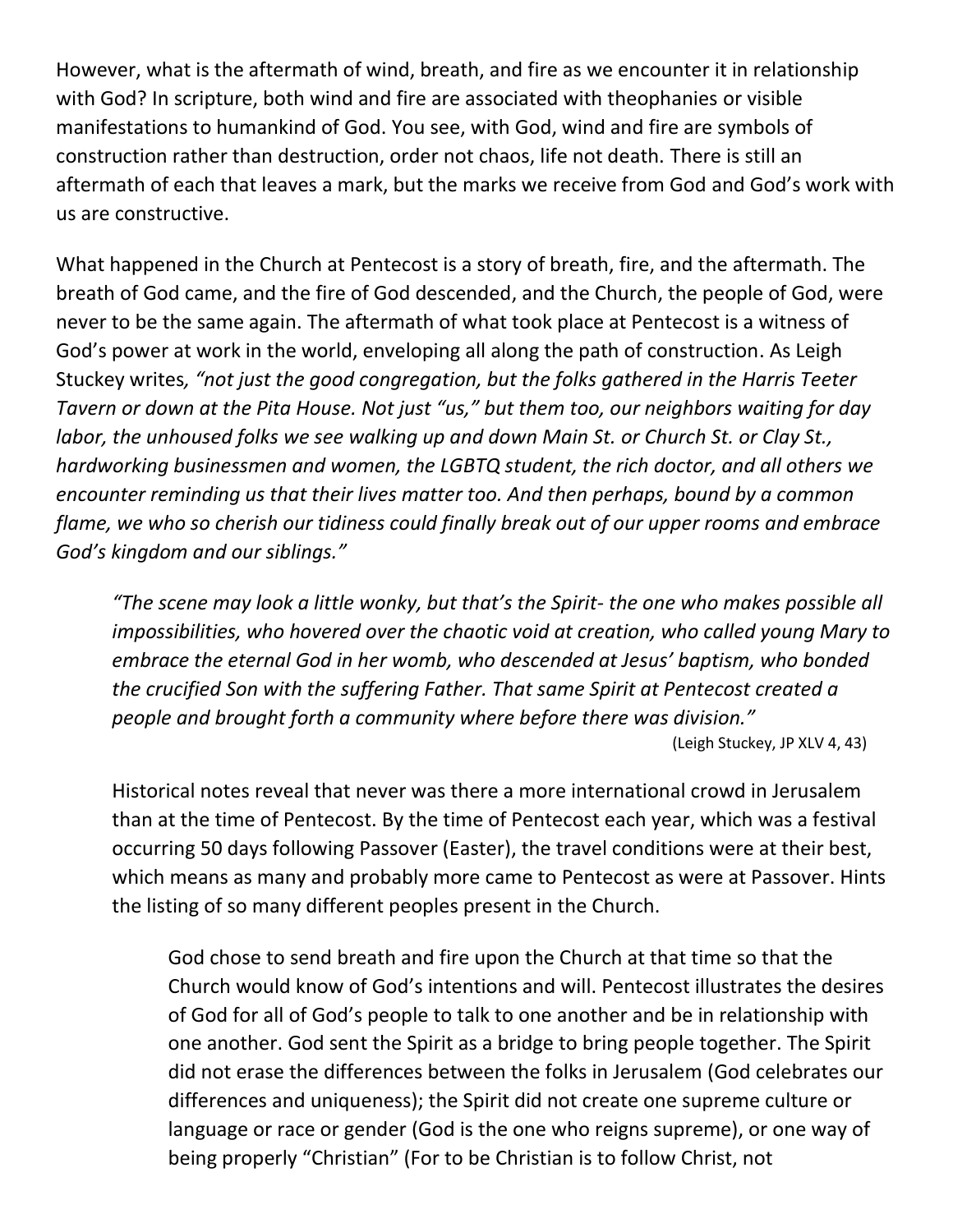However, what is the aftermath of wind, breath, and fire as we encounter it in relationship with God? In scripture, both wind and fire are associated with theophanies or visible manifestations to humankind of God. You see, with God, wind and fire are symbols of construction rather than destruction, order not chaos, life not death. There is still an aftermath of each that leaves a mark, but the marks we receive from God and God's work with us are constructive.

What happened in the Church at Pentecost is a story of breath, fire, and the aftermath. The breath of God came, and the fire of God descended, and the Church, the people of God, were never to be the same again. The aftermath of what took place at Pentecost is a witness of God's power at work in the world, enveloping all along the path of construction. As Leigh Stuckey writes*, "not just the good congregation, but the folks gathered in the Harris Teeter Tavern or down at the Pita House. Not just "us," but them too, our neighbors waiting for day labor, the unhoused folks we see walking up and down Main St. or Church St. or Clay St., hardworking businessmen and women, the LGBTQ student, the rich doctor, and all others we encounter reminding us that their lives matter too. And then perhaps, bound by a common flame, we who so cherish our tidiness could finally break out of our upper rooms and embrace God's kingdom and our siblings."*

> *"The scene may look a little wonky, but that's the Spirit- the one who makes possible all impossibilities, who hovered over the chaotic void at creation, who called young Mary to embrace the eternal God in her womb, who descended at Jesus' baptism, who bonded the crucified Son with the suffering Father. That same Spirit at Pentecost created a people and brought forth a community where before there was division."*
>
> (Leigh Stuckey, JP XLV 4, 43)

Historical notes reveal that never was there a more international crowd in Jerusalem than at the time of Pentecost. By the time of Pentecost each year, which was a festival occurring 50 days following Passover (Easter), the travel conditions were at their best, which means as many and probably more came to Pentecost as were at Passover. Hints the listing of so many different peoples present in the Church.

God chose to send breath and fire upon the Church at that time so that the Church would know of God's intentions and will. Pentecost illustrates the desires of God for all of God's people to talk to one another and be in relationship with one another. God sent the Spirit as a bridge to bring people together. The Spirit did not erase the differences between the folks in Jerusalem (God celebrates our differences and uniqueness); the Spirit did not create one supreme culture or language or race or gender (God is the one who reigns supreme), or one way of being properly "Christian" (For to be Christian is to follow Christ, not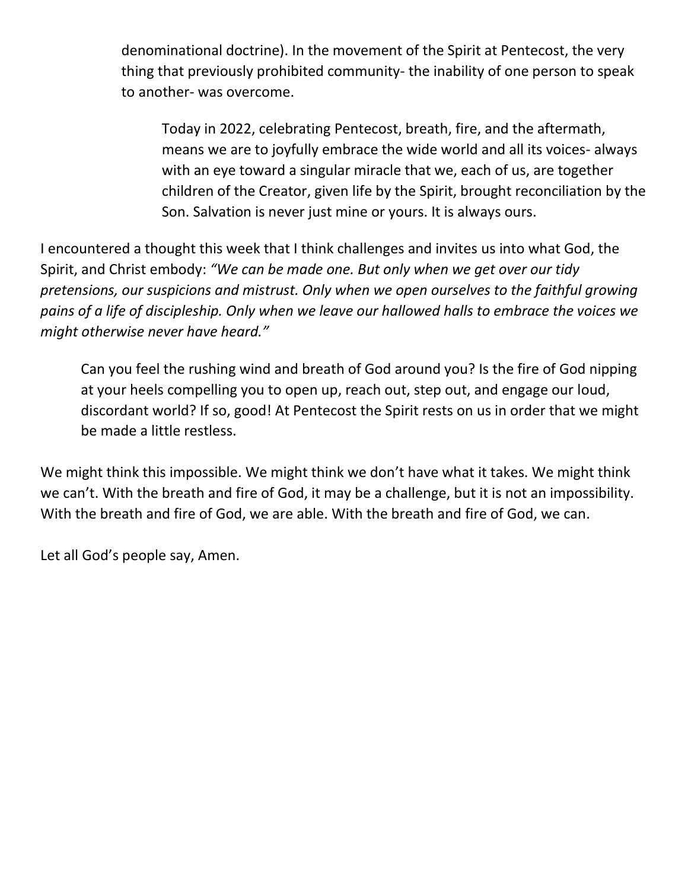denominational doctrine). In the movement of the Spirit at Pentecost, the very thing that previously prohibited community- the inability of one person to speak to another- was overcome.

Today in 2022, celebrating Pentecost, breath, fire, and the aftermath, means we are to joyfully embrace the wide world and all its voices- always with an eye toward a singular miracle that we, each of us, are together children of the Creator, given life by the Spirit, brought reconciliation by the Son. Salvation is never just mine or yours. It is always ours.

I encountered a thought this week that I think challenges and invites us into what God, the Spirit, and Christ embody: *"We can be made one. But only when we get over our tidy pretensions, our suspicions and mistrust. Only when we open ourselves to the faithful growing pains of a life of discipleship. Only when we leave our hallowed halls to embrace the voices we might otherwise never have heard."*

Can you feel the rushing wind and breath of God around you? Is the fire of God nipping at your heels compelling you to open up, reach out, step out, and engage our loud, discordant world? If so, good! At Pentecost the Spirit rests on us in order that we might be made a little restless.

We might think this impossible. We might think we don't have what it takes. We might think we can't. With the breath and fire of God, it may be a challenge, but it is not an impossibility. With the breath and fire of God, we are able. With the breath and fire of God, we can.

Let all God's people say, Amen.